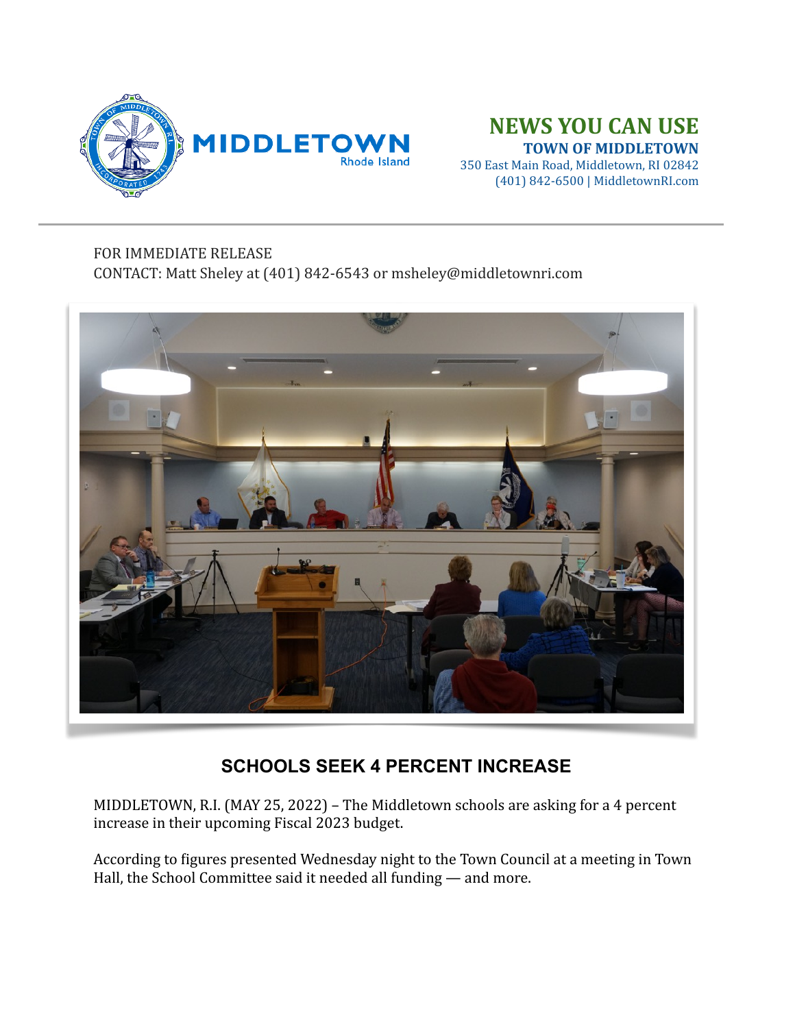MIDDLETOWN
Rhode Island

# NEWS YOU CAN USE

**TOWN OF MIDDLETOWN**
350 East Main Road, Middletown, RI 02842
(401) 842-6500 | MiddletownRI.com

FOR IMMEDIATE RELEASE
CONTACT: Matt Sheley at (401) 842-6543 or msheley@middletownri.com

## SCHOOLS SEEK 4 PERCENT INCREASE

MIDDLETOWN, R.I. (MAY 25, 2022) – The Middletown schools are asking for a 4 percent increase in their upcoming Fiscal 2023 budget.

According to figures presented Wednesday night to the Town Council at a meeting in Town Hall, the School Committee said it needed all funding — and more.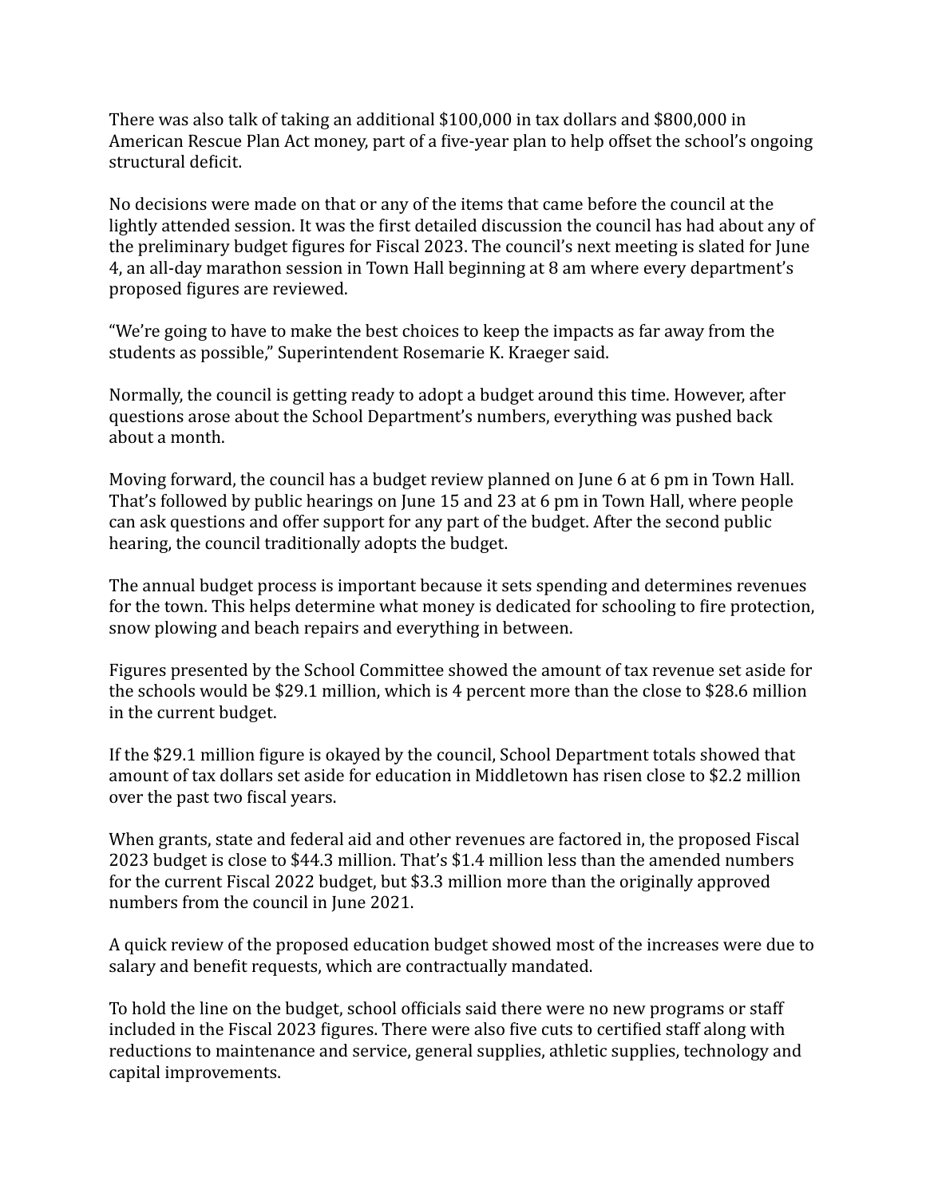There was also talk of taking an additional $100,000 in tax dollars and $800,000 in American Rescue Plan Act money, part of a five-year plan to help offset the school's ongoing structural deficit.

No decisions were made on that or any of the items that came before the council at the lightly attended session. It was the first detailed discussion the council has had about any of the preliminary budget figures for Fiscal 2023. The council's next meeting is slated for June 4, an all-day marathon session in Town Hall beginning at 8 am where every department's proposed figures are reviewed.

"We're going to have to make the best choices to keep the impacts as far away from the students as possible," Superintendent Rosemarie K. Kraeger said.

Normally, the council is getting ready to adopt a budget around this time. However, after questions arose about the School Department's numbers, everything was pushed back about a month.

Moving forward, the council has a budget review planned on June 6 at 6 pm in Town Hall. That's followed by public hearings on June 15 and 23 at 6 pm in Town Hall, where people can ask questions and offer support for any part of the budget. After the second public hearing, the council traditionally adopts the budget.

The annual budget process is important because it sets spending and determines revenues for the town. This helps determine what money is dedicated for schooling to fire protection, snow plowing and beach repairs and everything in between.

Figures presented by the School Committee showed the amount of tax revenue set aside for the schools would be $29.1 million, which is 4 percent more than the close to $28.6 million in the current budget.

If the $29.1 million figure is okayed by the council, School Department totals showed that amount of tax dollars set aside for education in Middletown has risen close to $2.2 million over the past two fiscal years.

When grants, state and federal aid and other revenues are factored in, the proposed Fiscal 2023 budget is close to $44.3 million. That's $1.4 million less than the amended numbers for the current Fiscal 2022 budget, but $3.3 million more than the originally approved numbers from the council in June 2021.

A quick review of the proposed education budget showed most of the increases were due to salary and benefit requests, which are contractually mandated.

To hold the line on the budget, school officials said there were no new programs or staff included in the Fiscal 2023 figures. There were also five cuts to certified staff along with reductions to maintenance and service, general supplies, athletic supplies, technology and capital improvements.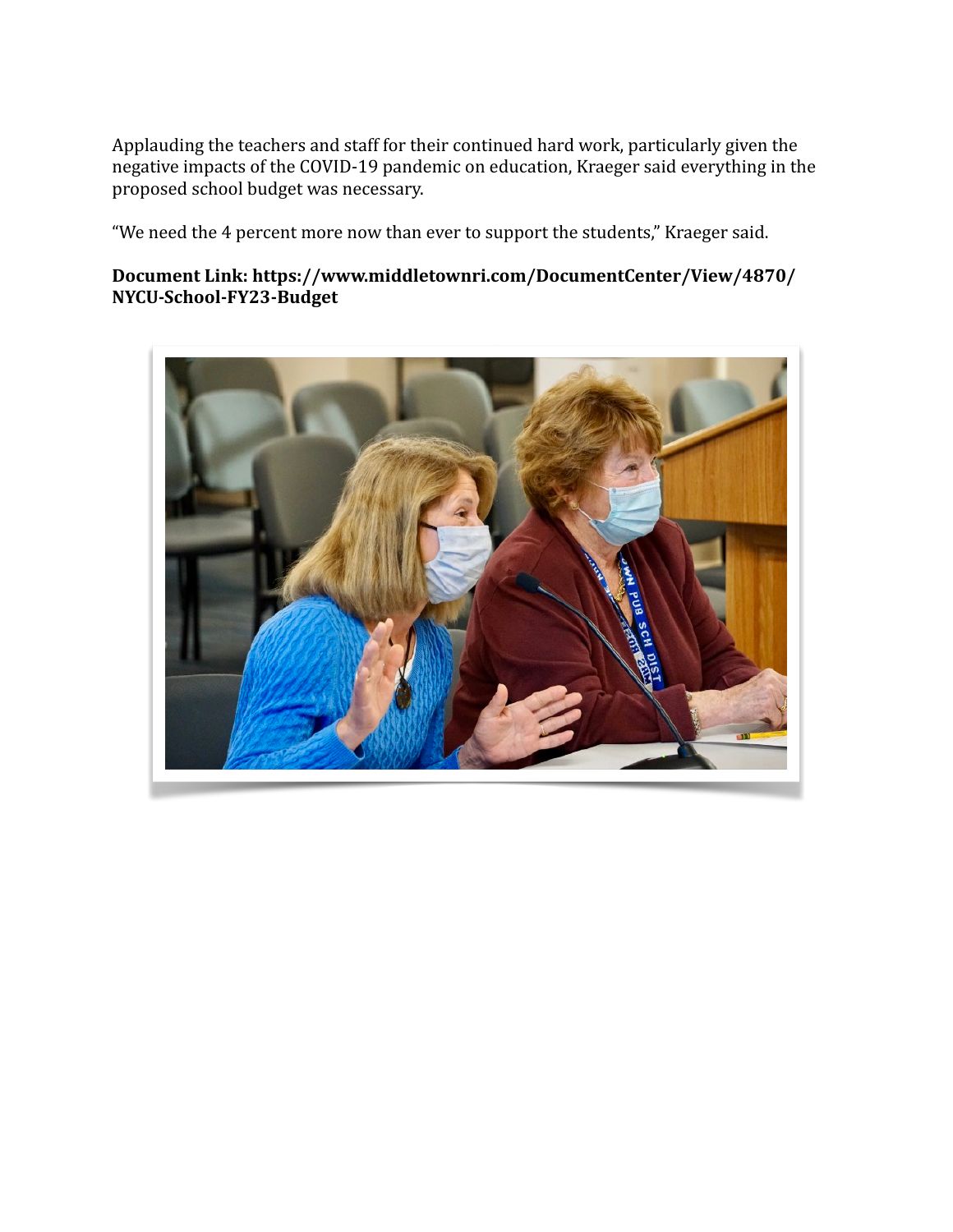Applauding the teachers and staff for their continued hard work, particularly given the negative impacts of the COVID-19 pandemic on education, Kraeger said everything in the proposed school budget was necessary.

“We need the 4 percent more now than ever to support the students,” Kraeger said.

**Document Link: https://www.middletownri.com/DocumentCenter/View/4870/NYCU-School-FY23-Budget**